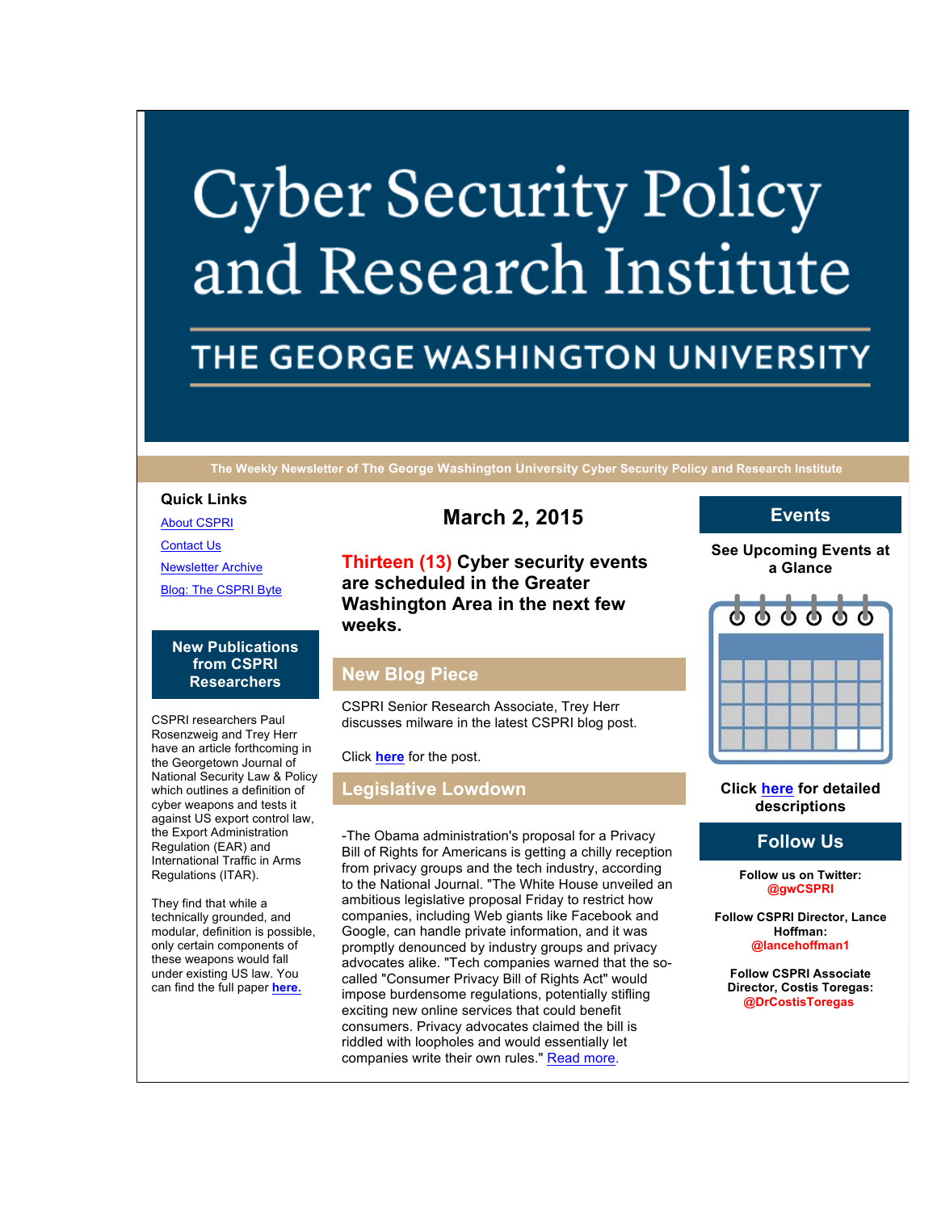# Cyber Security Policy and Research Institute

## THE GEORGE WASHINGTON UNIVERSITY

The Weekly Newsletter of The George Washington University Cyber Security Policy and Research Institute

### Quick Links

[About CSPRI](#)

[Contact Us](#)

[Newsletter Archive](#)

[Blog: The CSPRI Byte](#)

## New Publications from CSPRI Researchers

CSPRI researchers Paul Rosenzweig and Trey Herr have an article forthcoming in the Georgetown Journal of National Security Law & Policy which outlines a definition of cyber weapons and tests it against US export control law, the Export Administration Regulation (EAR) and International Traffic in Arms Regulations (ITAR).

They find that while a technically grounded, and modular, definition is possible, only certain components of these weapons would fall under existing US law. You can find the full paper **[here.](#)**

## March 2, 2015

### Thirteen (13) Cyber security events are scheduled in the Greater Washington Area in the next few weeks.

## New Blog Piece

CSPRI Senior Research Associate, Trey Herr discusses milware in the latest CSPRI blog post.

Click **[here](#)** for the post.

## Legislative Lowdown

-The Obama administration's proposal for a Privacy Bill of Rights for Americans is getting a chilly reception from privacy groups and the tech industry, according to the National Journal. "The White House unveiled an ambitious legislative proposal Friday to restrict how companies, including Web giants like Facebook and Google, can handle private information, and it was promptly denounced by industry groups and privacy advocates alike. "Tech companies warned that the so-called "Consumer Privacy Bill of Rights Act" would impose burdensome regulations, potentially stifling exciting new online services that could benefit consumers. Privacy advocates claimed the bill is riddled with loopholes and would essentially let companies write their own rules." [Read more.](#)

## Events

**See Upcoming Events at a Glance**

**Click [here](#) for detailed descriptions**

## Follow Us

**Follow us on Twitter: @gwCSPRI**

**Follow CSPRI Director, Lance Hoffman: @lancehoffman1**

**Follow CSPRI Associate Director, Costis Toregas: @DrCostisToregas**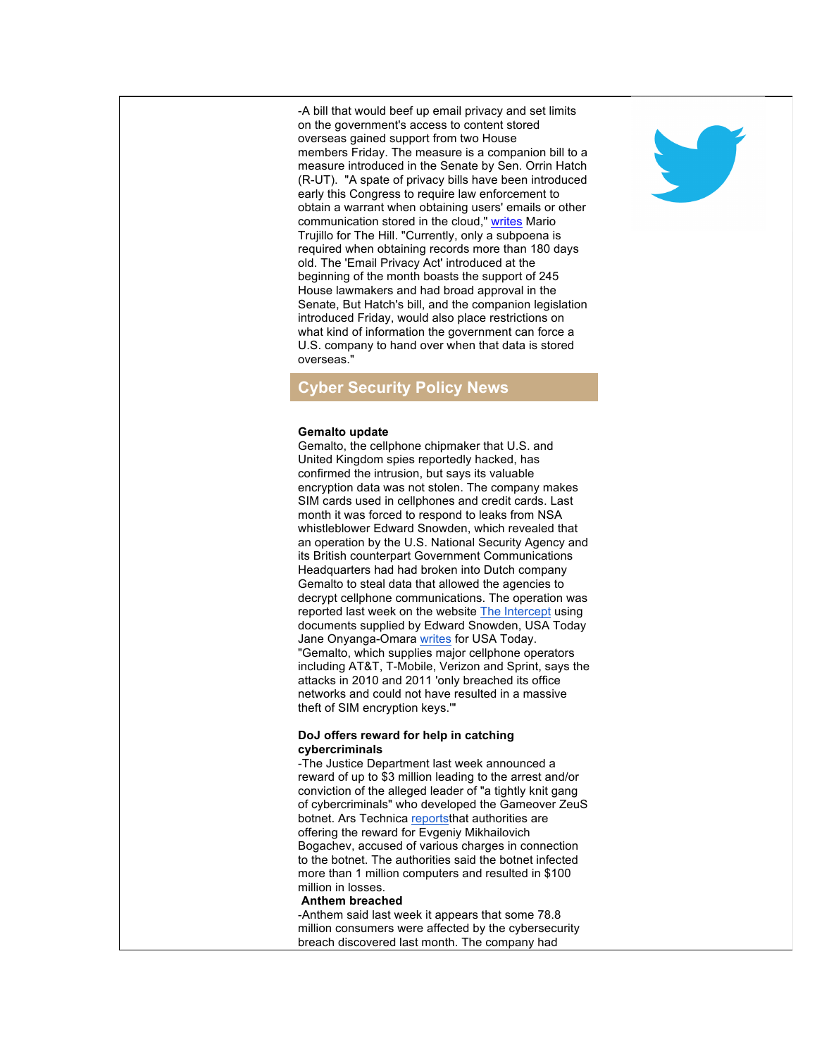-A bill that would beef up email privacy and set limits on the government's access to content stored overseas gained support from two House members Friday. The measure is a companion bill to a measure introduced in the Senate by Sen. Orrin Hatch (R-UT). "A spate of privacy bills have been introduced early this Congress to require law enforcement to obtain a warrant when obtaining users' emails or other communication stored in the cloud," writes Mario Trujillo for The Hill. "Currently, only a subpoena is required when obtaining records more than 180 days old. The 'Email Privacy Act' introduced at the beginning of the month boasts the support of 245 House lawmakers and had broad approval in the Senate, But Hatch's bill, and the companion legislation introduced Friday, would also place restrictions on what kind of information the government can force a U.S. company to hand over when that data is stored overseas."

## Cyber Security Policy News

**Gemalto update**

Gemalto, the cellphone chipmaker that U.S. and United Kingdom spies reportedly hacked, has confirmed the intrusion, but says its valuable encryption data was not stolen. The company makes SIM cards used in cellphones and credit cards. Last month it was forced to respond to leaks from NSA whistleblower Edward Snowden, which revealed that an operation by the U.S. National Security Agency and its British counterpart Government Communications Headquarters had had broken into Dutch company Gemalto to steal data that allowed the agencies to decrypt cellphone communications. The operation was reported last week on the website The Intercept using documents supplied by Edward Snowden, USA Today Jane Onyanga-Omara writes for USA Today. "Gemalto, which supplies major cellphone operators including AT&T, T-Mobile, Verizon and Sprint, says the attacks in 2010 and 2011 'only breached its office networks and could not have resulted in a massive theft of SIM encryption keys.'"

**DoJ offers reward for help in catching cybercriminals**

-The Justice Department last week announced a reward of up to $3 million leading to the arrest and/or conviction of the alleged leader of "a tightly knit gang of cybercriminals" who developed the Gameover ZeuS botnet. Ars Technica reportsthat authorities are offering the reward for Evgeniy Mikhailovich Bogachev, accused of various charges in connection to the botnet. The authorities said the botnet infected more than 1 million computers and resulted in $100 million in losses.

**Anthem breached**

-Anthem said last week it appears that some 78.8 million consumers were affected by the cybersecurity breach discovered last month. The company had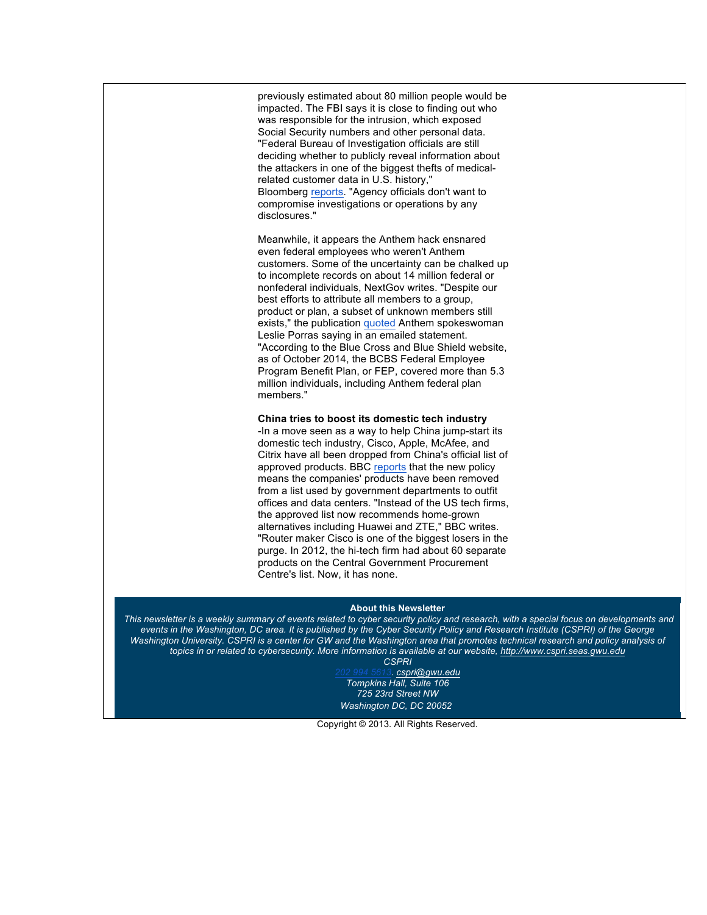previously estimated about 80 million people would be impacted. The FBI says it is close to finding out who was responsible for the intrusion, which exposed Social Security numbers and other personal data. "Federal Bureau of Investigation officials are still deciding whether to publicly reveal information about the attackers in one of the biggest thefts of medical-related customer data in U.S. history," Bloomberg reports. "Agency officials don't want to compromise investigations or operations by any disclosures."

Meanwhile, it appears the Anthem hack ensnared even federal employees who weren't Anthem customers. Some of the uncertainty can be chalked up to incomplete records on about 14 million federal or nonfederal individuals, NextGov writes. "Despite our best efforts to attribute all members to a group, product or plan, a subset of unknown members still exists," the publication quoted Anthem spokeswoman Leslie Porras saying in an emailed statement. "According to the Blue Cross and Blue Shield website, as of October 2014, the BCBS Federal Employee Program Benefit Plan, or FEP, covered more than 5.3 million individuals, including Anthem federal plan members."

**China tries to boost its domestic tech industry**
-In a move seen as a way to help China jump-start its domestic tech industry, Cisco, Apple, McAfee, and Citrix have all been dropped from China's official list of approved products. BBC reports that the new policy means the companies' products have been removed from a list used by government departments to outfit offices and data centers. "Instead of the US tech firms, the approved list now recommends home-grown alternatives including Huawei and ZTE," BBC writes. "Router maker Cisco is one of the biggest losers in the purge. In 2012, the hi-tech firm had about 60 separate products on the Central Government Procurement Centre's list. Now, it has none.

**About this Newsletter**

*This newsletter is a weekly summary of events related to cyber security policy and research, with a special focus on developments and events in the Washington, DC area. It is published by the Cyber Security Policy and Research Institute (CSPRI) of the George Washington University. CSPRI is a center for GW and the Washington area that promotes technical research and policy analysis of topics in or related to cybersecurity. More information is available at our website, http://www.cspri.seas.gwu.edu*

*CSPRI*
*202 994 5613, cspri@gwu.edu*
*Tompkins Hall, Suite 106*
*725 23rd Street NW*
*Washington DC, DC 20052*

Copyright © 2013. All Rights Reserved.